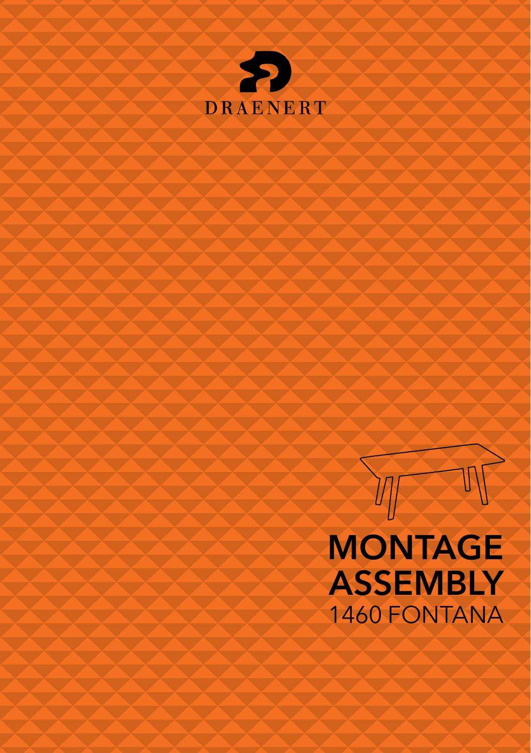DRAENERT

# MONTAGE
# ASSEMBLY
## 1460 FONTANA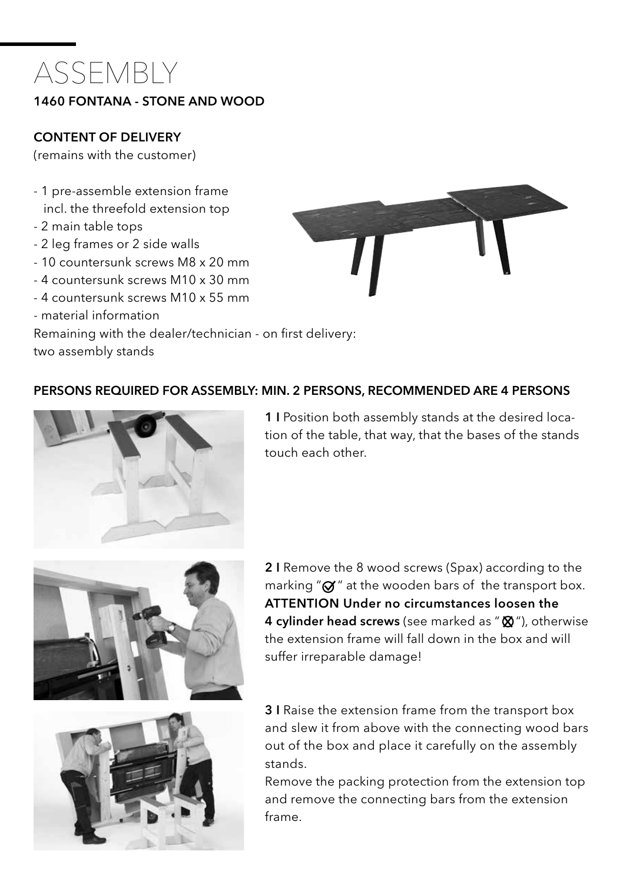# ASSEMBLY

**1460 FONTANA - STONE AND WOOD**

**CONTENT OF DELIVERY**

(remains with the customer)

- 1 pre-assemble extension frame incl. the threefold extension top
- 2 main table tops
- 2 leg frames or 2 side walls
- 10 countersunk screws M8 x 20 mm
- 4 countersunk screws M10 x 30 mm
- 4 countersunk screws M10 x 55 mm
- material information

Remaining with the dealer/technician - on first delivery: two assembly stands

**PERSONS REQUIRED FOR ASSEMBLY: MIN. 2 PERSONS, RECOMMENDED ARE 4 PERSONS**

**1 I** Position both assembly stands at the desired location of the table, that way, that the bases of the stands touch each other.

**2 I** Remove the 8 wood screws (Spax) according to the marking "✓" at the wooden bars of the transport box. **ATTENTION Under no circumstances loosen the 4 cylinder head screws** (see marked as "⊗"), otherwise the extension frame will fall down in the box and will suffer irreparable damage!

**3 I** Raise the extension frame from the transport box and slew it from above with the connecting wood bars out of the box and place it carefully on the assembly stands.

Remove the packing protection from the extension top and remove the connecting bars from the extension frame.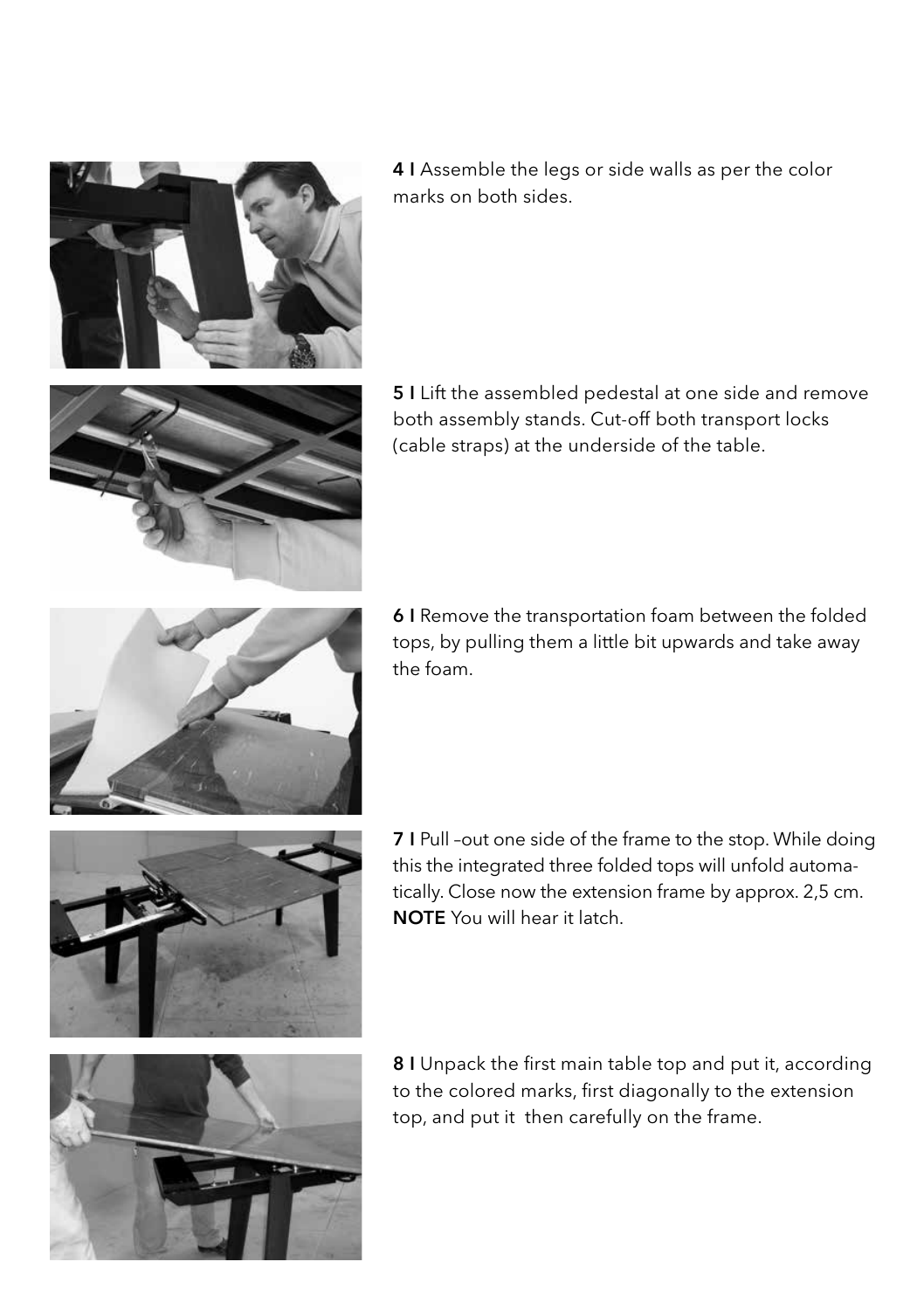**4 I** Assemble the legs or side walls as per the color marks on both sides.

**5 I** Lift the assembled pedestal at one side and remove both assembly stands. Cut-off both transport locks (cable straps) at the underside of the table.

**6 I** Remove the transportation foam between the folded tops, by pulling them a little bit upwards and take away the foam.

**7 I** Pull –out one side of the frame to the stop. While doing this the integrated three folded tops will unfold automatically. Close now the extension frame by approx. 2,5 cm. **NOTE** You will hear it latch.

**8 I** Unpack the first main table top and put it, according to the colored marks, first diagonally to the extension top, and put it then carefully on the frame.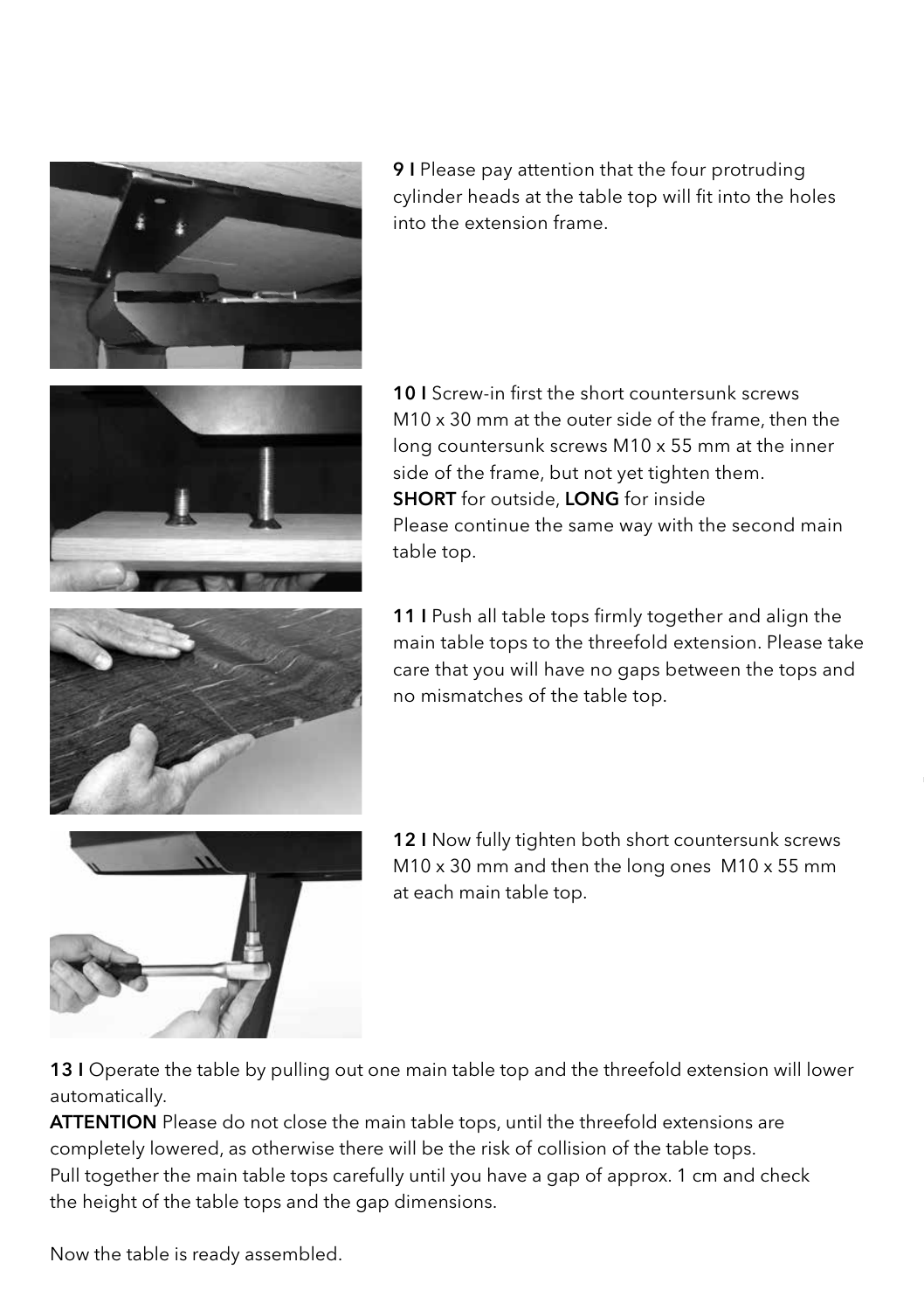**9 I** Please pay attention that the four protruding cylinder heads at the table top will fit into the holes into the extension frame.

**10 I** Screw-in first the short countersunk screws M10 x 30 mm at the outer side of the frame, then the long countersunk screws M10 x 55 mm at the inner side of the frame, but not yet tighten them.
**SHORT** for outside, **LONG** for inside
Please continue the same way with the second main table top.

**11 I** Push all table tops firmly together and align the main table tops to the threefold extension. Please take care that you will have no gaps between the tops and no mismatches of the table top.

**12 I** Now fully tighten both short countersunk screws M10 x 30 mm and then the long ones M10 x 55 mm at each main table top.

**13 I** Operate the table by pulling out one main table top and the threefold extension will lower automatically.
**ATTENTION** Please do not close the main table tops, until the threefold extensions are completely lowered, as otherwise there will be the risk of collision of the table tops.
Pull together the main table tops carefully until you have a gap of approx. 1 cm and check the height of the table tops and the gap dimensions.

Now the table is ready assembled.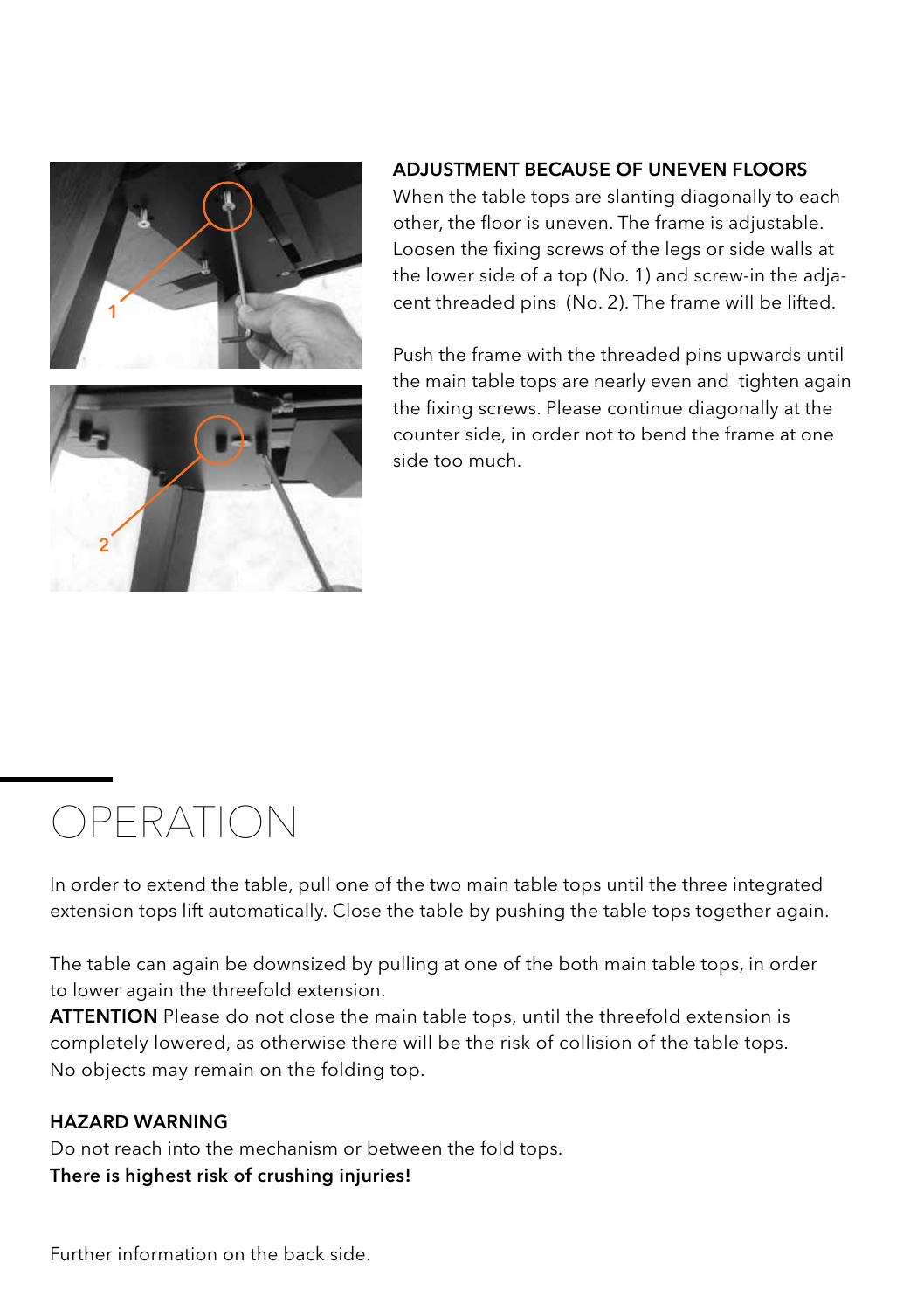### ADJUSTMENT BECAUSE OF UNEVEN FLOORS

When the table tops are slanting diagonally to each other, the floor is uneven. The frame is adjustable. Loosen the fixing screws of the legs or side walls at the lower side of a top (No. 1) and screw-in the adjacent threaded pins (No. 2). The frame will be lifted.

Push the frame with the threaded pins upwards until the main table tops are nearly even and tighten again the fixing screws. Please continue diagonally at the counter side, in order not to bend the frame at one side too much.

# OPERATION

In order to extend the table, pull one of the two main table tops until the three integrated extension tops lift automatically. Close the table by pushing the table tops together again.

The table can again be downsized by pulling at one of the both main table tops, in order to lower again the threefold extension.
**ATTENTION** Please do not close the main table tops, until the threefold extension is completely lowered, as otherwise there will be the risk of collision of the table tops.
No objects may remain on the folding top.

### HAZARD WARNING

Do not reach into the mechanism or between the fold tops.
**There is highest risk of crushing injuries!**

Further information on the back side.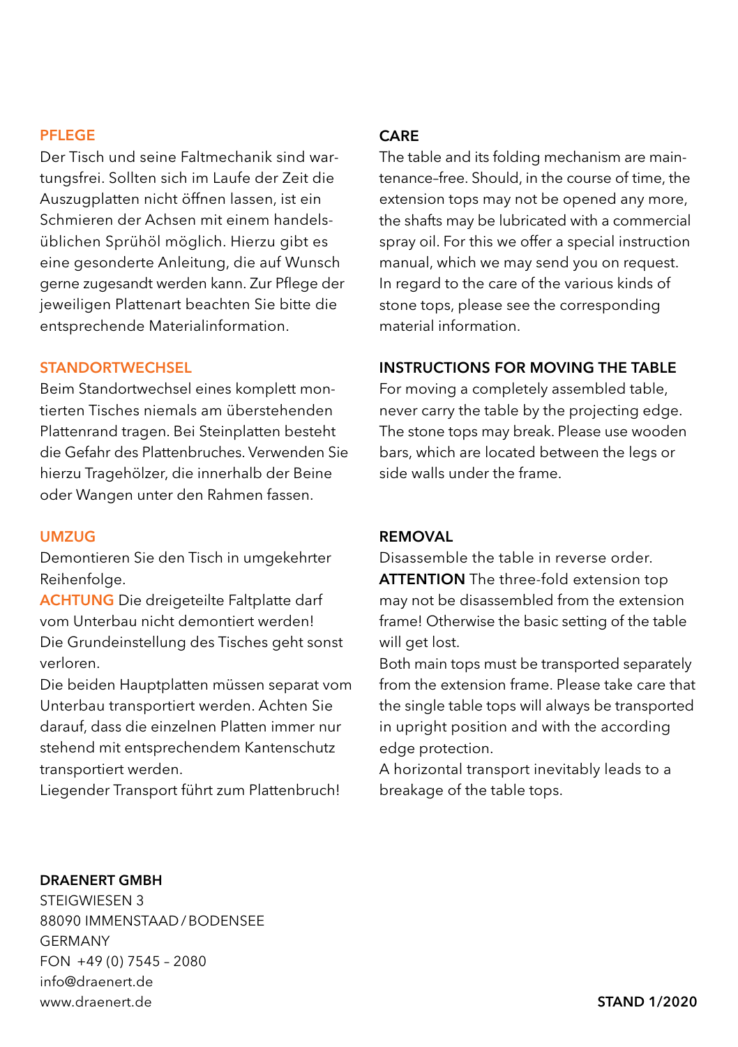## PFLEGE

Der Tisch und seine Faltmechanik sind wartungsfrei. Sollten sich im Laufe der Zeit die Auszugplatten nicht öffnen lassen, ist ein Schmieren der Achsen mit einem handelsüblichen Sprühöl möglich. Hierzu gibt es eine gesonderte Anleitung, die auf Wunsch gerne zugesandt werden kann. Zur Pflege der jeweiligen Plattenart beachten Sie bitte die entsprechende Materialinformation.

## STANDORTWECHSEL

Beim Standortwechsel eines komplett montierten Tisches niemals am überstehenden Plattenrand tragen. Bei Steinplatten besteht die Gefahr des Plattenbruches. Verwenden Sie hierzu Tragehölzer, die innerhalb der Beine oder Wangen unter den Rahmen fassen.

## UMZUG

Demontieren Sie den Tisch in umgekehrter Reihenfolge.

**ACHTUNG** Die dreigeteilte Faltplatte darf vom Unterbau nicht demontiert werden! Die Grundeinstellung des Tisches geht sonst verloren.

Die beiden Hauptplatten müssen separat vom Unterbau transportiert werden. Achten Sie darauf, dass die einzelnen Platten immer nur stehend mit entsprechendem Kantenschutz transportiert werden.

Liegender Transport führt zum Plattenbruch!

## CARE

The table and its folding mechanism are maintenance–free. Should, in the course of time, the extension tops may not be opened any more, the shafts may be lubricated with a commercial spray oil. For this we offer a special instruction manual, which we may send you on request. In regard to the care of the various kinds of stone tops, please see the corresponding material information.

## INSTRUCTIONS FOR MOVING THE TABLE

For moving a completely assembled table, never carry the table by the projecting edge. The stone tops may break. Please use wooden bars, which are located between the legs or side walls under the frame.

## REMOVAL

Disassemble the table in reverse order.

**ATTENTION** The three-fold extension top may not be disassembled from the extension frame! Otherwise the basic setting of the table will get lost.

Both main tops must be transported separately from the extension frame. Please take care that the single table tops will always be transported in upright position and with the according edge protection.

A horizontal transport inevitably leads to a breakage of the table tops.

**DRAENERT GMBH**
STEIGWIESEN 3
88090 IMMENSTAAD / BODENSEE
GERMANY
FON +49 (0) 7545 – 2080
info@draenert.de
www.draenert.de

**STAND 1/2020**